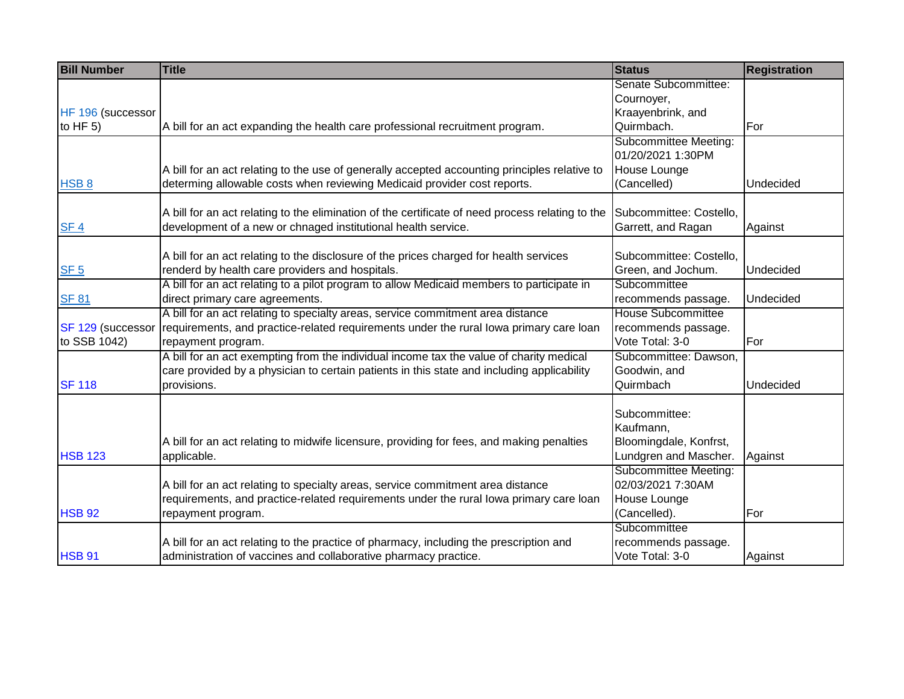| Bill Number | Title | Status | Registration |
| --- | --- | --- | --- |
| HF 196 (successor to HF 5) | A bill for an act expanding the health care professional recruitment program. | Senate Subcommittee: Cournoyer, Kraayenbrink, and Quirmbach. | For |
| HSB 8 | A bill for an act relating to the use of generally accepted accounting principles relative to determining allowable costs when reviewing Medicaid provider cost reports. | Subcommittee Meeting: 01/20/2021 1:30PM House Lounge (Cancelled) | Undecided |
| SF 4 | A bill for an act relating to the elimination of the certificate of need process relating to the development of a new or chnaged institutional health service. | Subcommittee: Costello, Garrett, and Ragan | Against |
| SF 5 | A bill for an act relating to the disclosure of the prices charged for health services renderd by health care providers and hospitals. | Subcommittee: Costello, Green, and Jochum. | Undecided |
| SF 81 | A bill for an act relating to a pilot program to allow Medicaid members to participate in direct primary care agreements. | Subcommittee recommends passage. | Undecided |
| SF 129 (successor to SSB 1042) | A bill for an act relating to specialty areas, service commitment area distance requirements, and practice-related requirements under the rural Iowa primary care loan repayment program. | House Subcommittee recommends passage. Vote Total: 3-0 | For |
| SF 118 | A bill for an act exempting from the individual income tax the value of charity medical care provided by a physician to certain patients in this state and including applicability provisions. | Subcommittee: Dawson, Goodwin, and Quirmbach | Undecided |
| HSB 123 | A bill for an act relating to midwife licensure, providing for fees, and making penalties applicable. | Subcommittee: Kaufmann, Bloomingdale, Konfrst, Lundgren and Mascher. | Against |
| HSB 92 | A bill for an act relating to specialty areas, service commitment area distance requirements, and practice-related requirements under the rural Iowa primary care loan repayment program. | Subcommittee Meeting: 02/03/2021 7:30AM House Lounge (Cancelled). | For |
| HSB 91 | A bill for an act relating to the practice of pharmacy, including the prescription and administration of vaccines and collaborative pharmacy practice. | Subcommittee recommends passage. Vote Total: 3-0 | Against |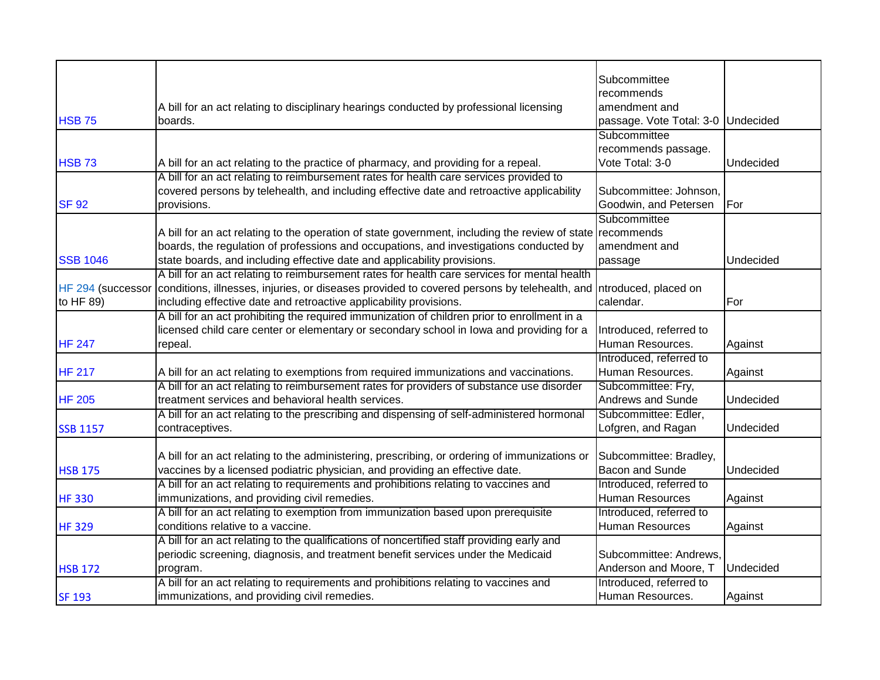| | | | |
|---|---|---|---|
| HSB 75 | A bill for an act relating to disciplinary hearings conducted by professional licensing boards. | Subcommittee recommends amendment and passage. Vote Total: 3-0 | Undecided |
| HSB 73 | A bill for an act relating to the practice of pharmacy, and providing for a repeal. | Subcommittee recommends passage. Vote Total: 3-0 | Undecided |
| SF 92 | A bill for an act relating to reimbursement rates for health care services provided to covered persons by telehealth, and including effective date and retroactive applicability provisions. | Subcommittee: Johnson, Goodwin, and Petersen | For |
| SSB 1046 | A bill for an act relating to the operation of state government, including the review of state boards, the regulation of professions and occupations, and investigations conducted by state boards, and including effective date and applicability provisions. | Subcommittee recommends amendment and passage | Undecided |
| HF 294 (successor to HF 89) | A bill for an act relating to reimbursement rates for health care services for mental health conditions, illnesses, injuries, or diseases provided to covered persons by telehealth, and including effective date and retroactive applicability provisions. | ntroduced, placed on calendar. | For |
| HF 247 | A bill for an act prohibiting the required immunization of children prior to enrollment in a licensed child care center or elementary or secondary school in Iowa and providing for a repeal. | Introduced, referred to Human Resources. | Against |
| HF 217 | A bill for an act relating to exemptions from required immunizations and vaccinations. | Introduced, referred to Human Resources. | Against |
| HF 205 | A bill for an act relating to reimbursement rates for providers of substance use disorder treatment services and behavioral health services. | Subcommittee: Fry, Andrews and Sunde | Undecided |
| SSB 1157 | A bill for an act relating to the prescribing and dispensing of self-administered hormonal contraceptives. | Subcommittee: Edler, Lofgren, and Ragan | Undecided |
| HSB 175 | A bill for an act relating to the administering, prescribing, or ordering of immunizations or vaccines by a licensed podiatric physician, and providing an effective date. | Subcommittee: Bradley, Bacon and Sunde | Undecided |
| HF 330 | A bill for an act relating to requirements and prohibitions relating to vaccines and immunizations, and providing civil remedies. | Introduced, referred to Human Resources | Against |
| HF 329 | A bill for an act relating to exemption from immunization based upon prerequisite conditions relative to a vaccine. | Introduced, referred to Human Resources | Against |
| HSB 172 | A bill for an act relating to the qualifications of noncertified staff providing early and periodic screening, diagnosis, and treatment benefit services under the Medicaid program. | Subcommittee: Andrews, Anderson and Moore, T | Undecided |
| SF 193 | A bill for an act relating to requirements and prohibitions relating to vaccines and immunizations, and providing civil remedies. | Introduced, referred to Human Resources. | Against |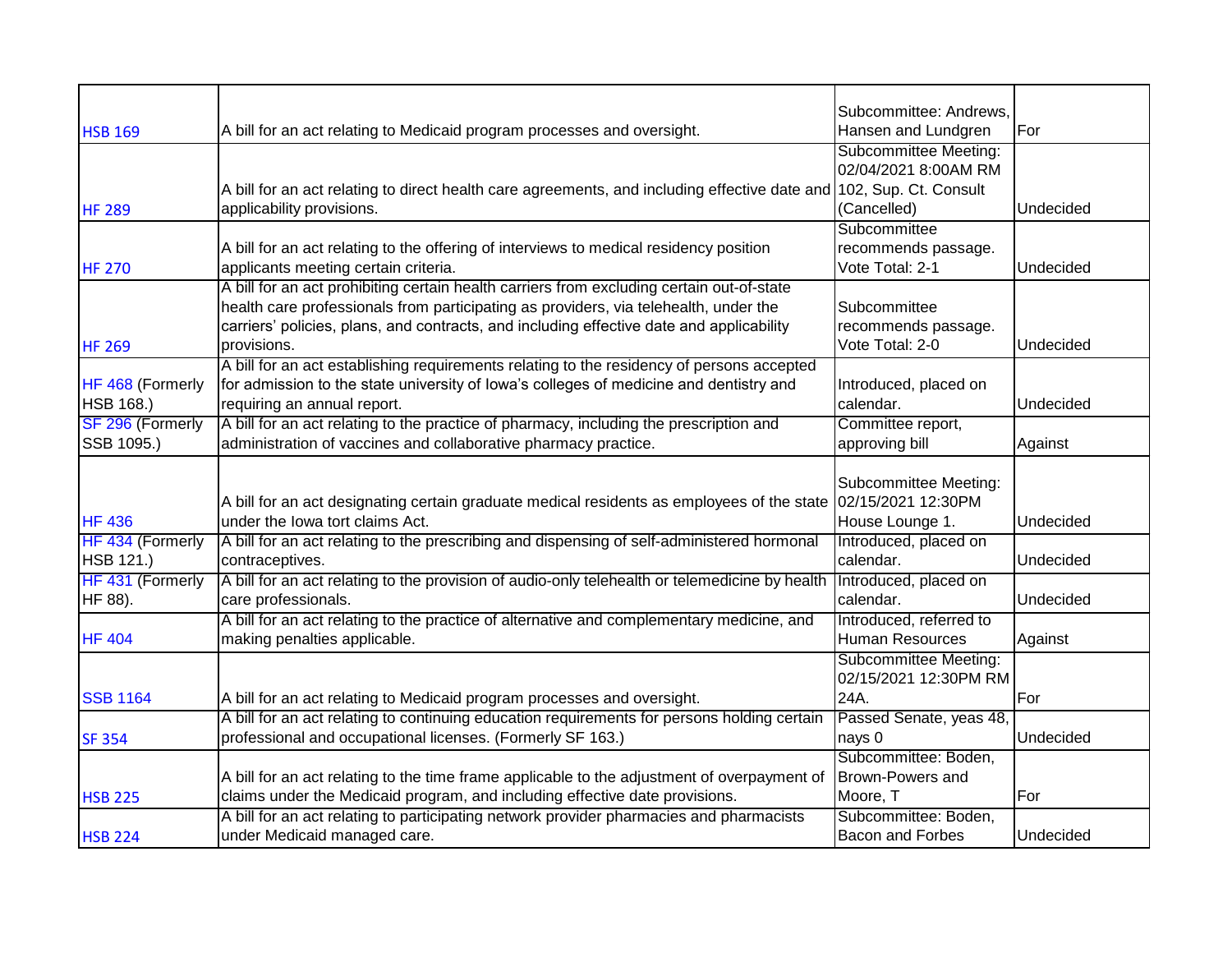| | | | |
|---|---|---|---|
| HSB 169 | A bill for an act relating to Medicaid program processes and oversight. | Subcommittee: Andrews, Hansen and Lundgren | For |
| HF 289 | A bill for an act relating to direct health care agreements, and including effective date and applicability provisions. | Subcommittee Meeting: 02/04/2021 8:00AM RM 102, Sup. Ct. Consult (Cancelled) | Undecided |
| HF 270 | A bill for an act relating to the offering of interviews to medical residency position applicants meeting certain criteria. | Subcommittee recommends passage. Vote Total: 2-1 | Undecided |
| HF 269 | A bill for an act prohibiting certain health carriers from excluding certain out-of-state health care professionals from participating as providers, via telehealth, under the carriers' policies, plans, and contracts, and including effective date and applicability provisions. | Subcommittee recommends passage. Vote Total: 2-0 | Undecided |
| HF 468 (Formerly HSB 168.) | A bill for an act establishing requirements relating to the residency of persons accepted for admission to the state university of Iowa's colleges of medicine and dentistry and requiring an annual report. | Introduced, placed on calendar. | Undecided |
| SF 296 (Formerly SSB 1095.) | A bill for an act relating to the practice of pharmacy, including the prescription and administration of vaccines and collaborative pharmacy practice. | Committee report, approving bill | Against |
| HF 436 | A bill for an act designating certain graduate medical residents as employees of the state under the Iowa tort claims Act. | Subcommittee Meeting: 02/15/2021 12:30PM House Lounge 1. | Undecided |
| HF 434 (Formerly HSB 121.) | A bill for an act relating to the prescribing and dispensing of self-administered hormonal contraceptives. | Introduced, placed on calendar. | Undecided |
| HF 431 (Formerly HF 88). | A bill for an act relating to the provision of audio-only telehealth or telemedicine by health care professionals. | Introduced, placed on calendar. | Undecided |
| HF 404 | A bill for an act relating to the practice of alternative and complementary medicine, and making penalties applicable. | Introduced, referred to Human Resources | Against |
| SSB 1164 | A bill for an act relating to Medicaid program processes and oversight. | Subcommittee Meeting: 02/15/2021 12:30PM RM 24A. | For |
| SF 354 | A bill for an act relating to continuing education requirements for persons holding certain professional and occupational licenses. (Formerly SF 163.) | Passed Senate, yeas 48, nays 0 | Undecided |
| HSB 225 | A bill for an act relating to the time frame applicable to the adjustment of overpayment of claims under the Medicaid program, and including effective date provisions. | Subcommittee: Boden, Brown-Powers and Moore, T | For |
| HSB 224 | A bill for an act relating to participating network provider pharmacies and pharmacists under Medicaid managed care. | Subcommittee: Boden, Bacon and Forbes | Undecided |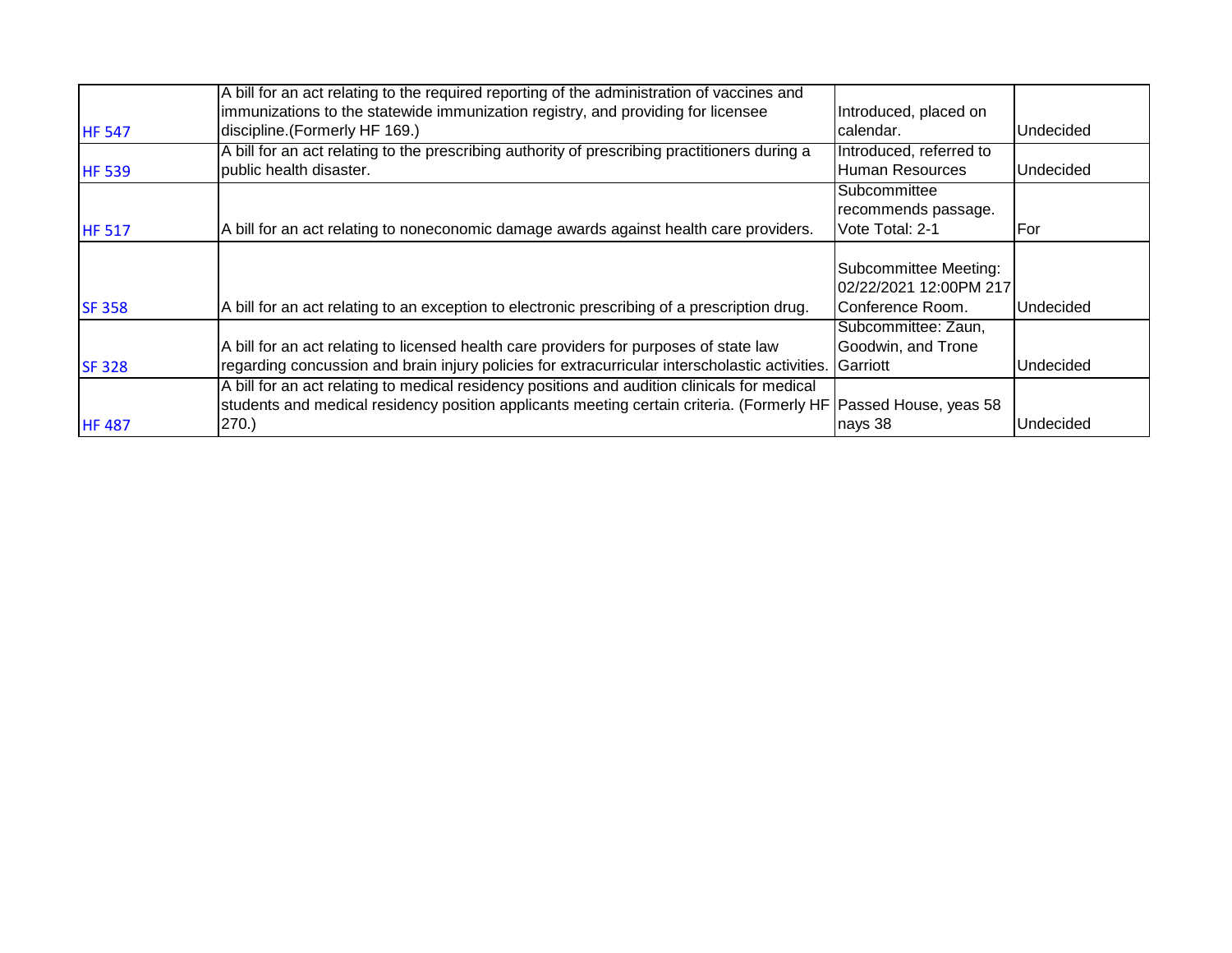| | | | |
|---|---|---|---|
| HF 547 | A bill for an act relating to the required reporting of the administration of vaccines and immunizations to the statewide immunization registry, and providing for licensee discipline.(Formerly HF 169.) | Introduced, placed on calendar. | Undecided |
| HF 539 | A bill for an act relating to the prescribing authority of prescribing practitioners during a public health disaster. | Introduced, referred to Human Resources | Undecided |
| HF 517 | A bill for an act relating to noneconomic damage awards against health care providers. | Subcommittee recommends passage. Vote Total: 2-1 | For |
| SF 358 | A bill for an act relating to an exception to electronic prescribing of a prescription drug. | Subcommittee Meeting: 02/22/2021 12:00PM 217 Conference Room. | Undecided |
| SF 328 | A bill for an act relating to licensed health care providers for purposes of state law regarding concussion and brain injury policies for extracurricular interscholastic activities. | Subcommittee: Zaun, Goodwin, and Trone Garriott | Undecided |
| HF 487 | A bill for an act relating to medical residency positions and audition clinicals for medical students and medical residency position applicants meeting certain criteria. (Formerly HF 270.) | Passed House, yeas 58 nays 38 | Undecided |